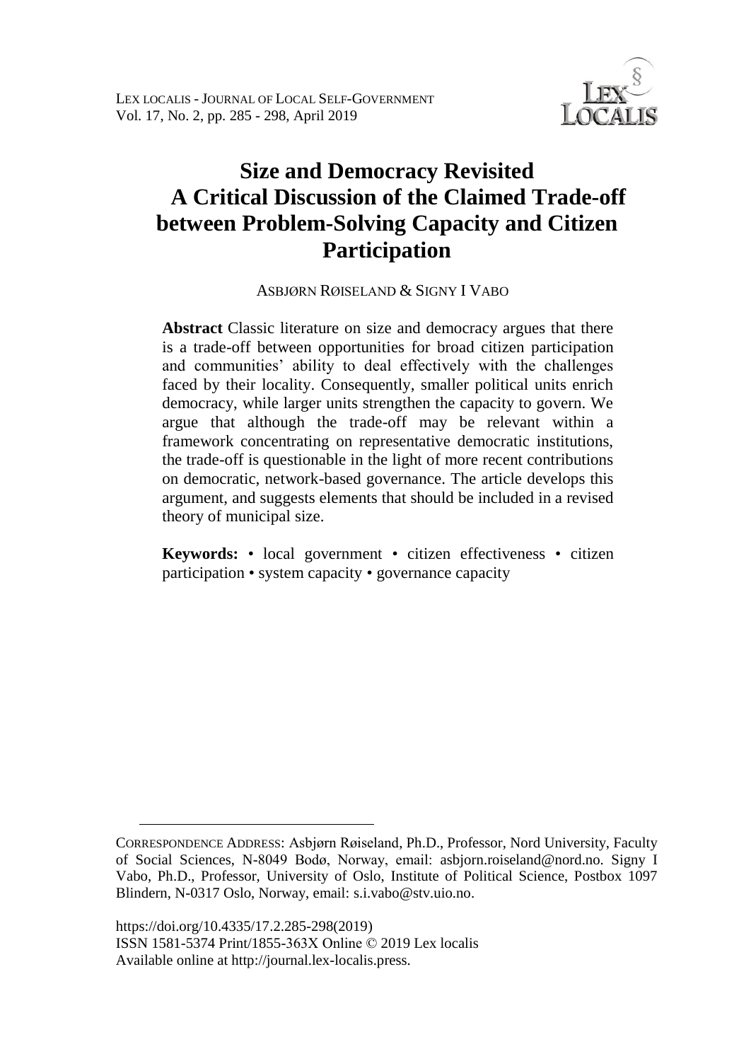# Size and Democracy Revisited A Critical Discussion of the Claimed Trade-off between Problem-Solving Capacity and Citizen Participation

ASBJØRN RØISELAND & SIGNY I VABO

**Abstract** Classic literature on size and democracy argues that there is a trade-off between opportunities for broad citizen participation and communities' ability to deal effectively with the challenges faced by their locality. Consequently, smaller political units enrich democracy, while larger units strengthen the capacity to govern. We argue that although the trade-off may be relevant within a framework concentrating on representative democratic institutions, the trade-off is questionable in the light of more recent contributions on democratic, network-based governance. The article develops this argument, and suggests elements that should be included in a revised theory of municipal size.

**Keywords:** • local government • citizen effectiveness • citizen participation • system capacity • governance capacity

---

CORRESPONDENCE ADDRESS: Asbjørn Røiseland, Ph.D., Professor, Nord University, Faculty of Social Sciences, N-8049 Bodø, Norway, email: asbjorn.roiseland@nord.no. Signy I Vabo, Ph.D., Professor, University of Oslo, Institute of Political Science, Postbox 1097 Blindern, N-0317 Oslo, Norway, email: s.i.vabo@stv.uio.no.

https://doi.org/10.4335/17.2.285-298(2019)
ISSN 1581-5374 Print/1855-363X Online © 2019 Lex localis
Available online at http://journal.lex-localis.press.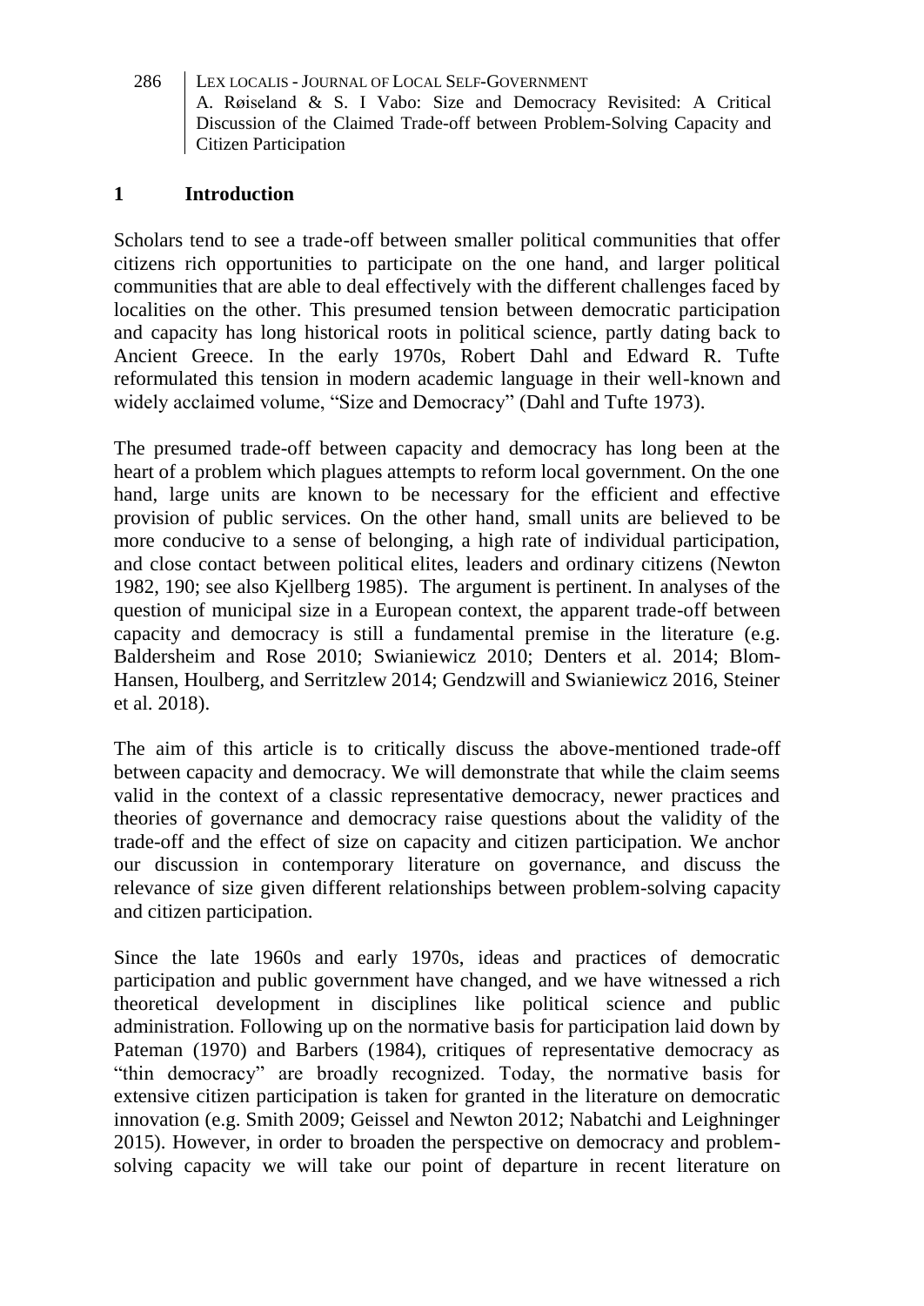## 1 Introduction

Scholars tend to see a trade-off between smaller political communities that offer citizens rich opportunities to participate on the one hand, and larger political communities that are able to deal effectively with the different challenges faced by localities on the other. This presumed tension between democratic participation and capacity has long historical roots in political science, partly dating back to Ancient Greece. In the early 1970s, Robert Dahl and Edward R. Tufte reformulated this tension in modern academic language in their well-known and widely acclaimed volume, "Size and Democracy" (Dahl and Tufte 1973).

The presumed trade-off between capacity and democracy has long been at the heart of a problem which plagues attempts to reform local government. On the one hand, large units are known to be necessary for the efficient and effective provision of public services. On the other hand, small units are believed to be more conducive to a sense of belonging, a high rate of individual participation, and close contact between political elites, leaders and ordinary citizens (Newton 1982, 190; see also Kjellberg 1985). The argument is pertinent. In analyses of the question of municipal size in a European context, the apparent trade-off between capacity and democracy is still a fundamental premise in the literature (e.g. Baldersheim and Rose 2010; Swianiewicz 2010; Denters et al. 2014; Blom-Hansen, Houlberg, and Serritzlew 2014; Gendzwill and Swianiewicz 2016, Steiner et al. 2018).

The aim of this article is to critically discuss the above-mentioned trade-off between capacity and democracy. We will demonstrate that while the claim seems valid in the context of a classic representative democracy, newer practices and theories of governance and democracy raise questions about the validity of the trade-off and the effect of size on capacity and citizen participation. We anchor our discussion in contemporary literature on governance, and discuss the relevance of size given different relationships between problem-solving capacity and citizen participation.

Since the late 1960s and early 1970s, ideas and practices of democratic participation and public government have changed, and we have witnessed a rich theoretical development in disciplines like political science and public administration. Following up on the normative basis for participation laid down by Pateman (1970) and Barbers (1984), critiques of representative democracy as "thin democracy" are broadly recognized. Today, the normative basis for extensive citizen participation is taken for granted in the literature on democratic innovation (e.g. Smith 2009; Geissel and Newton 2012; Nabatchi and Leighninger 2015). However, in order to broaden the perspective on democracy and problem-solving capacity we will take our point of departure in recent literature on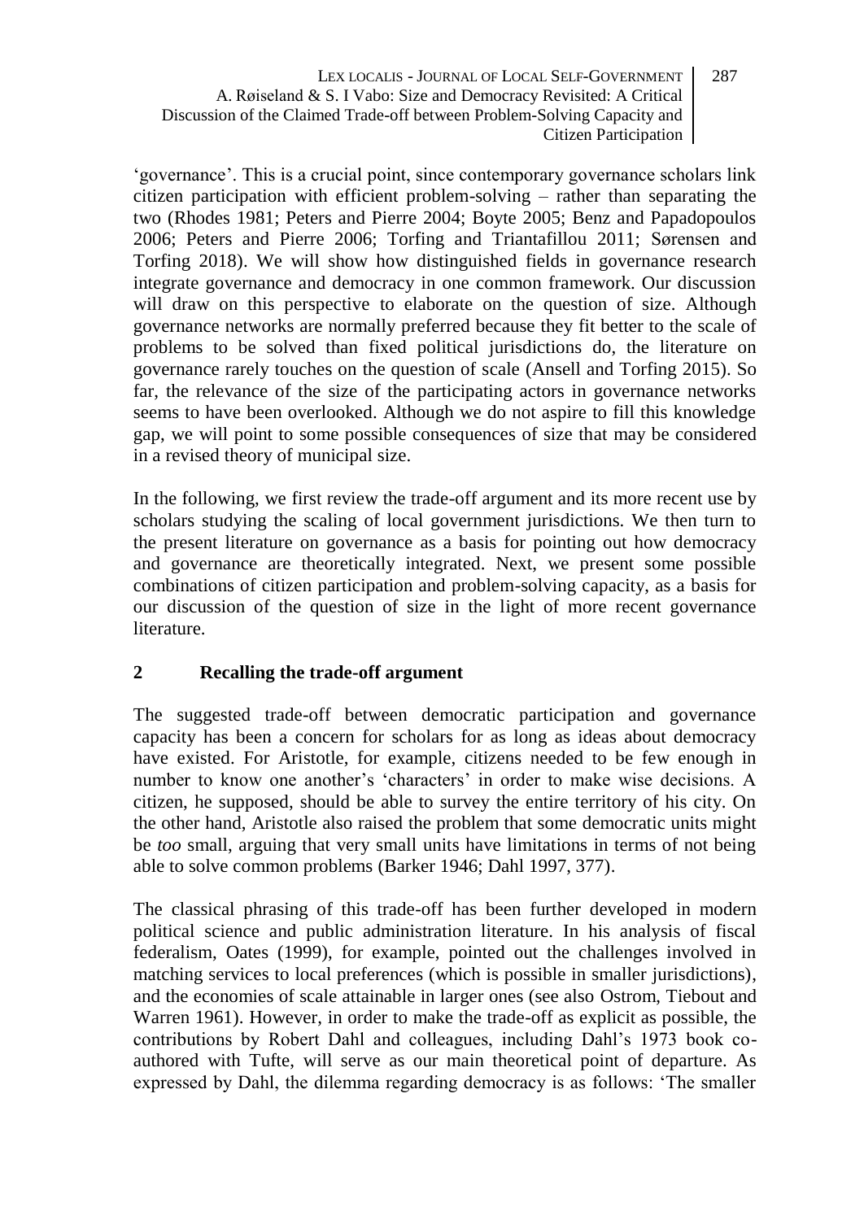'governance'. This is a crucial point, since contemporary governance scholars link citizen participation with efficient problem-solving – rather than separating the two (Rhodes 1981; Peters and Pierre 2004; Boyte 2005; Benz and Papadopoulos 2006; Peters and Pierre 2006; Torfing and Triantafillou 2011; Sørensen and Torfing 2018). We will show how distinguished fields in governance research integrate governance and democracy in one common framework. Our discussion will draw on this perspective to elaborate on the question of size. Although governance networks are normally preferred because they fit better to the scale of problems to be solved than fixed political jurisdictions do, the literature on governance rarely touches on the question of scale (Ansell and Torfing 2015). So far, the relevance of the size of the participating actors in governance networks seems to have been overlooked. Although we do not aspire to fill this knowledge gap, we will point to some possible consequences of size that may be considered in a revised theory of municipal size.

In the following, we first review the trade-off argument and its more recent use by scholars studying the scaling of local government jurisdictions. We then turn to the present literature on governance as a basis for pointing out how democracy and governance are theoretically integrated. Next, we present some possible combinations of citizen participation and problem-solving capacity, as a basis for our discussion of the question of size in the light of more recent governance literature.

## 2 Recalling the trade-off argument

The suggested trade-off between democratic participation and governance capacity has been a concern for scholars for as long as ideas about democracy have existed. For Aristotle, for example, citizens needed to be few enough in number to know one another's 'characters' in order to make wise decisions. A citizen, he supposed, should be able to survey the entire territory of his city. On the other hand, Aristotle also raised the problem that some democratic units might be *too* small, arguing that very small units have limitations in terms of not being able to solve common problems (Barker 1946; Dahl 1997, 377).

The classical phrasing of this trade-off has been further developed in modern political science and public administration literature. In his analysis of fiscal federalism, Oates (1999), for example, pointed out the challenges involved in matching services to local preferences (which is possible in smaller jurisdictions), and the economies of scale attainable in larger ones (see also Ostrom, Tiebout and Warren 1961). However, in order to make the trade-off as explicit as possible, the contributions by Robert Dahl and colleagues, including Dahl's 1973 book co-authored with Tufte, will serve as our main theoretical point of departure. As expressed by Dahl, the dilemma regarding democracy is as follows: 'The smaller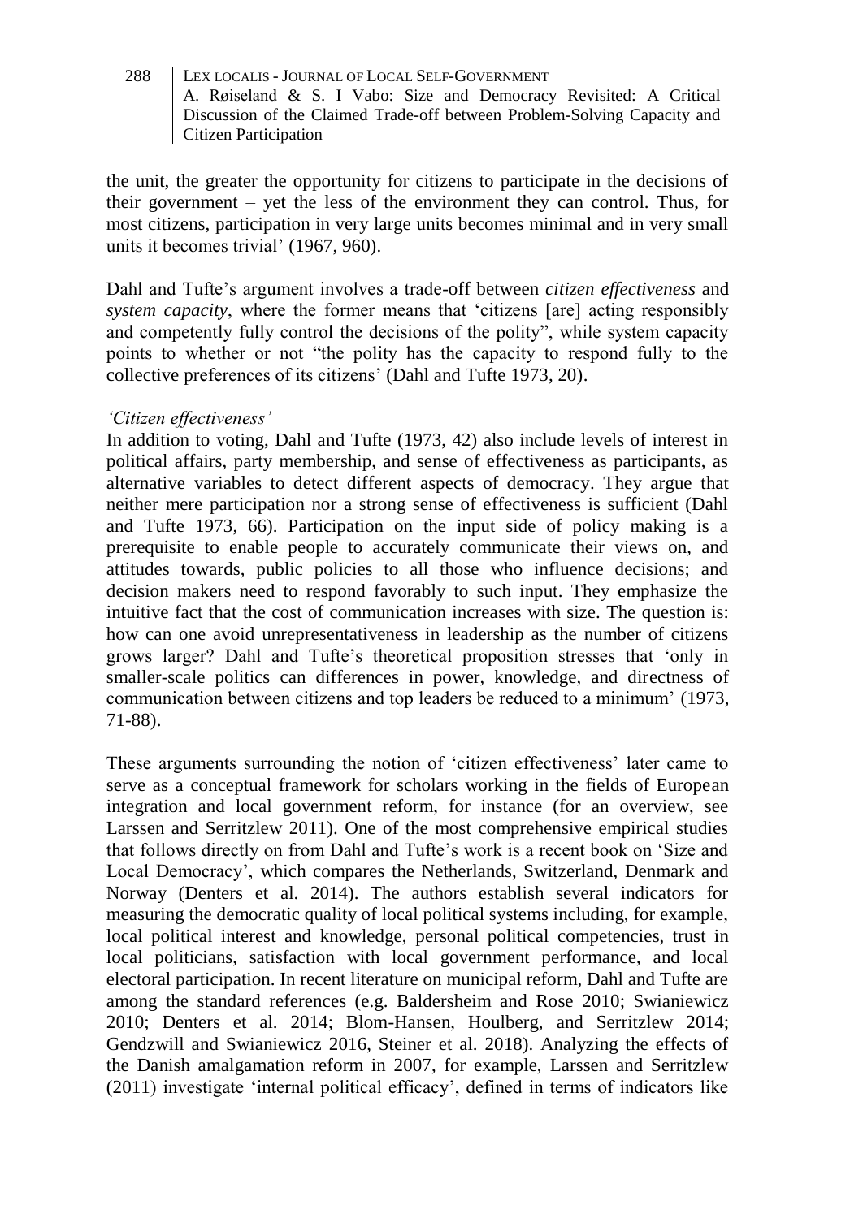the unit, the greater the opportunity for citizens to participate in the decisions of their government – yet the less of the environment they can control. Thus, for most citizens, participation in very large units becomes minimal and in very small units it becomes trivial' (1967, 960).

Dahl and Tufte's argument involves a trade-off between *citizen effectiveness* and *system capacity*, where the former means that 'citizens [are] acting responsibly and competently fully control the decisions of the polity", while system capacity points to whether or not "the polity has the capacity to respond fully to the collective preferences of its citizens' (Dahl and Tufte 1973, 20).

*'Citizen effectiveness'*

In addition to voting, Dahl and Tufte (1973, 42) also include levels of interest in political affairs, party membership, and sense of effectiveness as participants, as alternative variables to detect different aspects of democracy. They argue that neither mere participation nor a strong sense of effectiveness is sufficient (Dahl and Tufte 1973, 66). Participation on the input side of policy making is a prerequisite to enable people to accurately communicate their views on, and attitudes towards, public policies to all those who influence decisions; and decision makers need to respond favorably to such input. They emphasize the intuitive fact that the cost of communication increases with size. The question is: how can one avoid unrepresentativeness in leadership as the number of citizens grows larger? Dahl and Tufte's theoretical proposition stresses that 'only in smaller-scale politics can differences in power, knowledge, and directness of communication between citizens and top leaders be reduced to a minimum' (1973, 71-88).

These arguments surrounding the notion of 'citizen effectiveness' later came to serve as a conceptual framework for scholars working in the fields of European integration and local government reform, for instance (for an overview, see Larssen and Serritzlew 2011). One of the most comprehensive empirical studies that follows directly on from Dahl and Tufte's work is a recent book on 'Size and Local Democracy', which compares the Netherlands, Switzerland, Denmark and Norway (Denters et al. 2014). The authors establish several indicators for measuring the democratic quality of local political systems including, for example, local political interest and knowledge, personal political competencies, trust in local politicians, satisfaction with local government performance, and local electoral participation. In recent literature on municipal reform, Dahl and Tufte are among the standard references (e.g. Baldersheim and Rose 2010; Swianiewicz 2010; Denters et al. 2014; Blom-Hansen, Houlberg, and Serritzlew 2014; Gendzwill and Swianiewicz 2016, Steiner et al. 2018). Analyzing the effects of the Danish amalgamation reform in 2007, for example, Larssen and Serritzlew (2011) investigate 'internal political efficacy', defined in terms of indicators like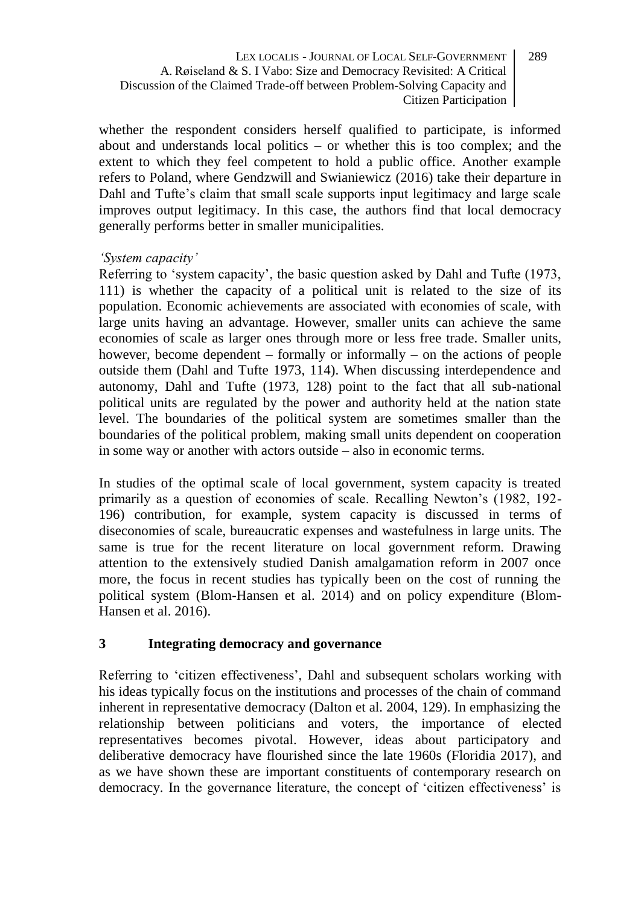whether the respondent considers herself qualified to participate, is informed about and understands local politics – or whether this is too complex; and the extent to which they feel competent to hold a public office. Another example refers to Poland, where Gendzwill and Swianiewicz (2016) take their departure in Dahl and Tufte's claim that small scale supports input legitimacy and large scale improves output legitimacy. In this case, the authors find that local democracy generally performs better in smaller municipalities.

*'System capacity'*

Referring to 'system capacity', the basic question asked by Dahl and Tufte (1973, 111) is whether the capacity of a political unit is related to the size of its population. Economic achievements are associated with economies of scale, with large units having an advantage. However, smaller units can achieve the same economies of scale as larger ones through more or less free trade. Smaller units, however, become dependent – formally or informally – on the actions of people outside them (Dahl and Tufte 1973, 114). When discussing interdependence and autonomy, Dahl and Tufte (1973, 128) point to the fact that all sub-national political units are regulated by the power and authority held at the nation state level. The boundaries of the political system are sometimes smaller than the boundaries of the political problem, making small units dependent on cooperation in some way or another with actors outside – also in economic terms.

In studies of the optimal scale of local government, system capacity is treated primarily as a question of economies of scale. Recalling Newton's (1982, 192-196) contribution, for example, system capacity is discussed in terms of diseconomies of scale, bureaucratic expenses and wastefulness in large units. The same is true for the recent literature on local government reform. Drawing attention to the extensively studied Danish amalgamation reform in 2007 once more, the focus in recent studies has typically been on the cost of running the political system (Blom-Hansen et al. 2014) and on policy expenditure (Blom-Hansen et al. 2016).

## 3 Integrating democracy and governance

Referring to 'citizen effectiveness', Dahl and subsequent scholars working with his ideas typically focus on the institutions and processes of the chain of command inherent in representative democracy (Dalton et al. 2004, 129). In emphasizing the relationship between politicians and voters, the importance of elected representatives becomes pivotal. However, ideas about participatory and deliberative democracy have flourished since the late 1960s (Floridia 2017), and as we have shown these are important constituents of contemporary research on democracy. In the governance literature, the concept of 'citizen effectiveness' is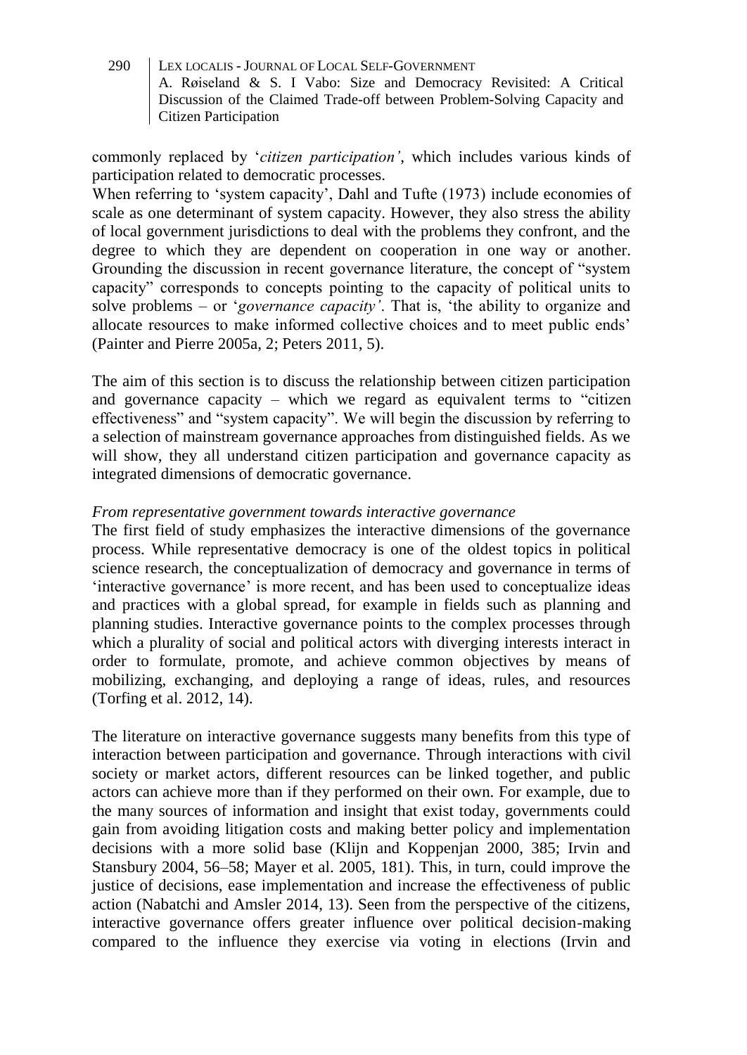commonly replaced by '*citizen participation'*, which includes various kinds of participation related to democratic processes.

When referring to 'system capacity', Dahl and Tufte (1973) include economies of scale as one determinant of system capacity. However, they also stress the ability of local government jurisdictions to deal with the problems they confront, and the degree to which they are dependent on cooperation in one way or another. Grounding the discussion in recent governance literature, the concept of "system capacity" corresponds to concepts pointing to the capacity of political units to solve problems – or '*governance capacity'*. That is, 'the ability to organize and allocate resources to make informed collective choices and to meet public ends' (Painter and Pierre 2005a, 2; Peters 2011, 5).

The aim of this section is to discuss the relationship between citizen participation and governance capacity – which we regard as equivalent terms to "citizen effectiveness" and "system capacity". We will begin the discussion by referring to a selection of mainstream governance approaches from distinguished fields. As we will show, they all understand citizen participation and governance capacity as integrated dimensions of democratic governance.

*From representative government towards interactive governance*

The first field of study emphasizes the interactive dimensions of the governance process. While representative democracy is one of the oldest topics in political science research, the conceptualization of democracy and governance in terms of 'interactive governance' is more recent, and has been used to conceptualize ideas and practices with a global spread, for example in fields such as planning and planning studies. Interactive governance points to the complex processes through which a plurality of social and political actors with diverging interests interact in order to formulate, promote, and achieve common objectives by means of mobilizing, exchanging, and deploying a range of ideas, rules, and resources (Torfing et al. 2012, 14).

The literature on interactive governance suggests many benefits from this type of interaction between participation and governance. Through interactions with civil society or market actors, different resources can be linked together, and public actors can achieve more than if they performed on their own. For example, due to the many sources of information and insight that exist today, governments could gain from avoiding litigation costs and making better policy and implementation decisions with a more solid base (Klijn and Koppenjan 2000, 385; Irvin and Stansbury 2004, 56–58; Mayer et al. 2005, 181). This, in turn, could improve the justice of decisions, ease implementation and increase the effectiveness of public action (Nabatchi and Amsler 2014, 13). Seen from the perspective of the citizens, interactive governance offers greater influence over political decision-making compared to the influence they exercise via voting in elections (Irvin and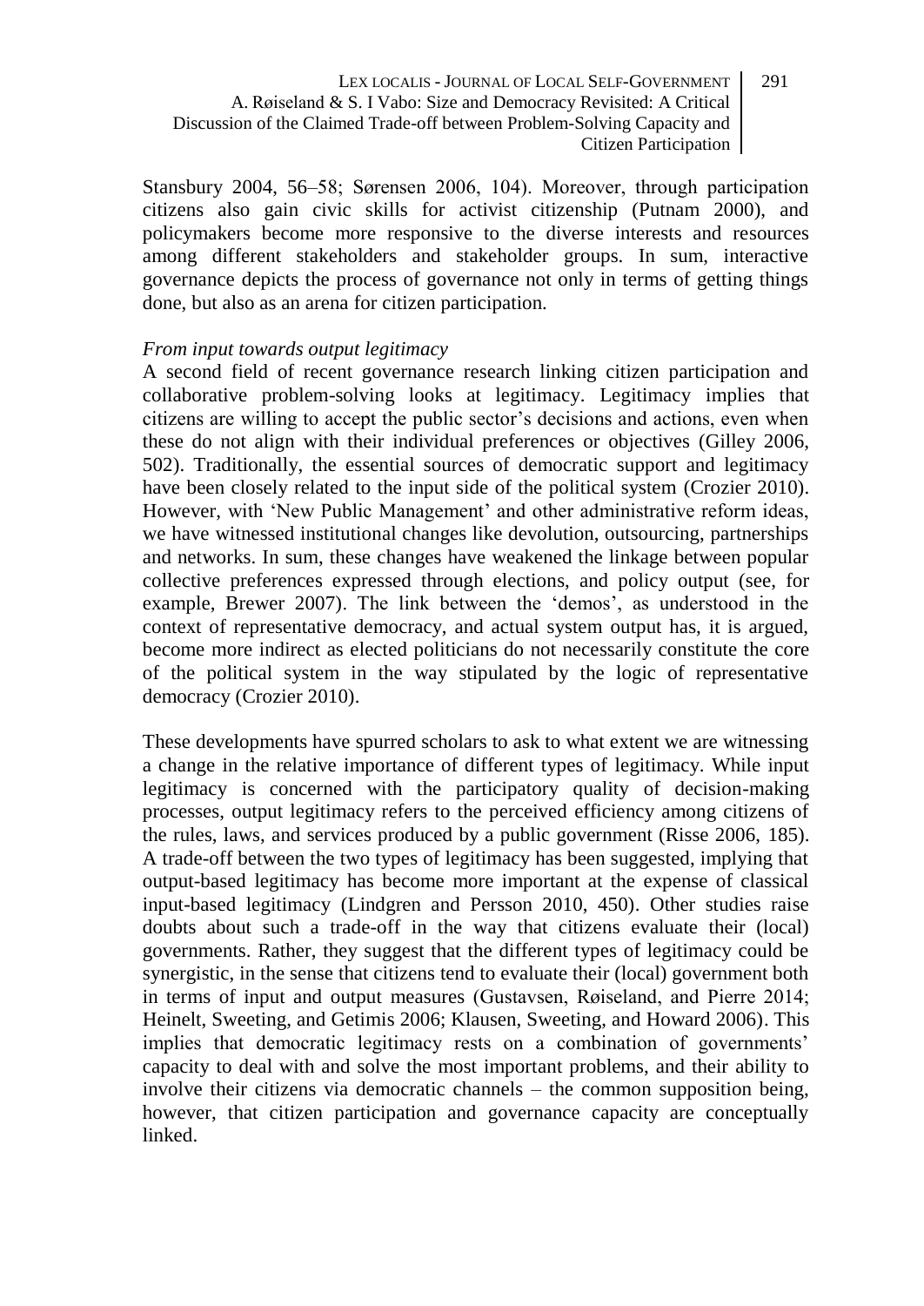Stansbury 2004, 56–58; Sørensen 2006, 104). Moreover, through participation citizens also gain civic skills for activist citizenship (Putnam 2000), and policymakers become more responsive to the diverse interests and resources among different stakeholders and stakeholder groups. In sum, interactive governance depicts the process of governance not only in terms of getting things done, but also as an arena for citizen participation.

*From input towards output legitimacy*

A second field of recent governance research linking citizen participation and collaborative problem-solving looks at legitimacy. Legitimacy implies that citizens are willing to accept the public sector's decisions and actions, even when these do not align with their individual preferences or objectives (Gilley 2006, 502). Traditionally, the essential sources of democratic support and legitimacy have been closely related to the input side of the political system (Crozier 2010). However, with 'New Public Management' and other administrative reform ideas, we have witnessed institutional changes like devolution, outsourcing, partnerships and networks. In sum, these changes have weakened the linkage between popular collective preferences expressed through elections, and policy output (see, for example, Brewer 2007). The link between the 'demos', as understood in the context of representative democracy, and actual system output has, it is argued, become more indirect as elected politicians do not necessarily constitute the core of the political system in the way stipulated by the logic of representative democracy (Crozier 2010).

These developments have spurred scholars to ask to what extent we are witnessing a change in the relative importance of different types of legitimacy. While input legitimacy is concerned with the participatory quality of decision-making processes, output legitimacy refers to the perceived efficiency among citizens of the rules, laws, and services produced by a public government (Risse 2006, 185). A trade-off between the two types of legitimacy has been suggested, implying that output-based legitimacy has become more important at the expense of classical input-based legitimacy (Lindgren and Persson 2010, 450). Other studies raise doubts about such a trade-off in the way that citizens evaluate their (local) governments. Rather, they suggest that the different types of legitimacy could be synergistic, in the sense that citizens tend to evaluate their (local) government both in terms of input and output measures (Gustavsen, Røiseland, and Pierre 2014; Heinelt, Sweeting, and Getimis 2006; Klausen, Sweeting, and Howard 2006). This implies that democratic legitimacy rests on a combination of governments' capacity to deal with and solve the most important problems, and their ability to involve their citizens via democratic channels – the common supposition being, however, that citizen participation and governance capacity are conceptually linked.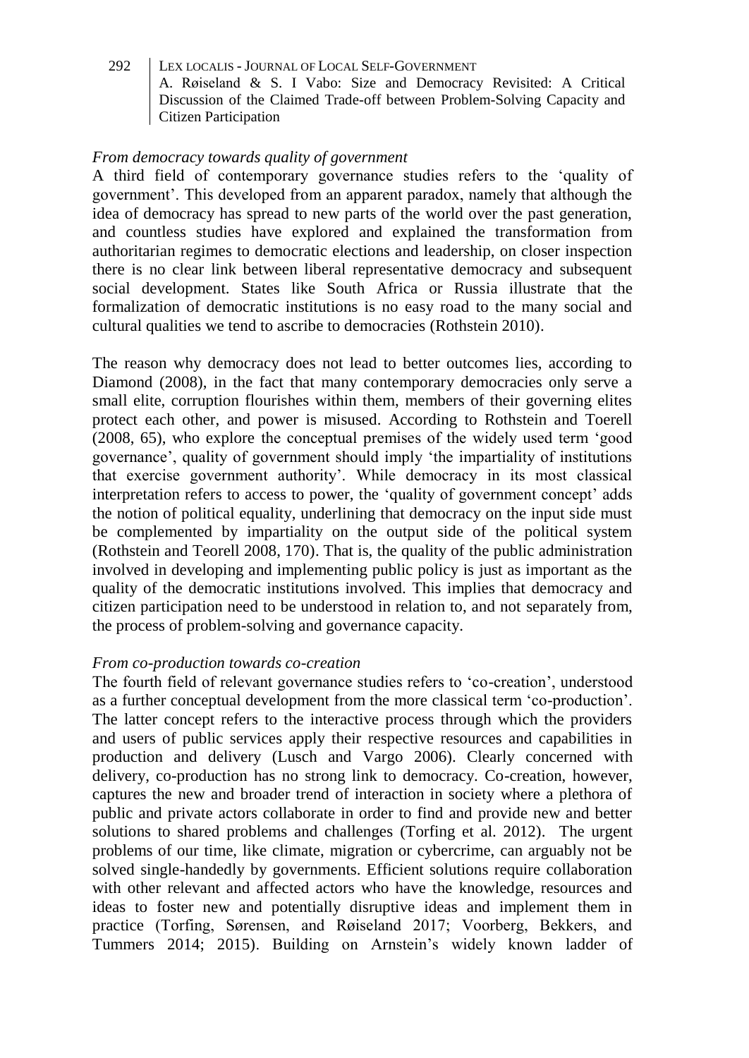*From democracy towards quality of government*

A third field of contemporary governance studies refers to the 'quality of government'. This developed from an apparent paradox, namely that although the idea of democracy has spread to new parts of the world over the past generation, and countless studies have explored and explained the transformation from authoritarian regimes to democratic elections and leadership, on closer inspection there is no clear link between liberal representative democracy and subsequent social development. States like South Africa or Russia illustrate that the formalization of democratic institutions is no easy road to the many social and cultural qualities we tend to ascribe to democracies (Rothstein 2010).

The reason why democracy does not lead to better outcomes lies, according to Diamond (2008), in the fact that many contemporary democracies only serve a small elite, corruption flourishes within them, members of their governing elites protect each other, and power is misused. According to Rothstein and Toerell (2008, 65), who explore the conceptual premises of the widely used term 'good governance', quality of government should imply 'the impartiality of institutions that exercise government authority'. While democracy in its most classical interpretation refers to access to power, the 'quality of government concept' adds the notion of political equality, underlining that democracy on the input side must be complemented by impartiality on the output side of the political system (Rothstein and Teorell 2008, 170). That is, the quality of the public administration involved in developing and implementing public policy is just as important as the quality of the democratic institutions involved. This implies that democracy and citizen participation need to be understood in relation to, and not separately from, the process of problem-solving and governance capacity.

*From co-production towards co-creation*

The fourth field of relevant governance studies refers to 'co-creation', understood as a further conceptual development from the more classical term 'co-production'. The latter concept refers to the interactive process through which the providers and users of public services apply their respective resources and capabilities in production and delivery (Lusch and Vargo 2006). Clearly concerned with delivery, co-production has no strong link to democracy. Co-creation, however, captures the new and broader trend of interaction in society where a plethora of public and private actors collaborate in order to find and provide new and better solutions to shared problems and challenges (Torfing et al. 2012). The urgent problems of our time, like climate, migration or cybercrime, can arguably not be solved single-handedly by governments. Efficient solutions require collaboration with other relevant and affected actors who have the knowledge, resources and ideas to foster new and potentially disruptive ideas and implement them in practice (Torfing, Sørensen, and Røiseland 2017; Voorberg, Bekkers, and Tummers 2014; 2015). Building on Arnstein's widely known ladder of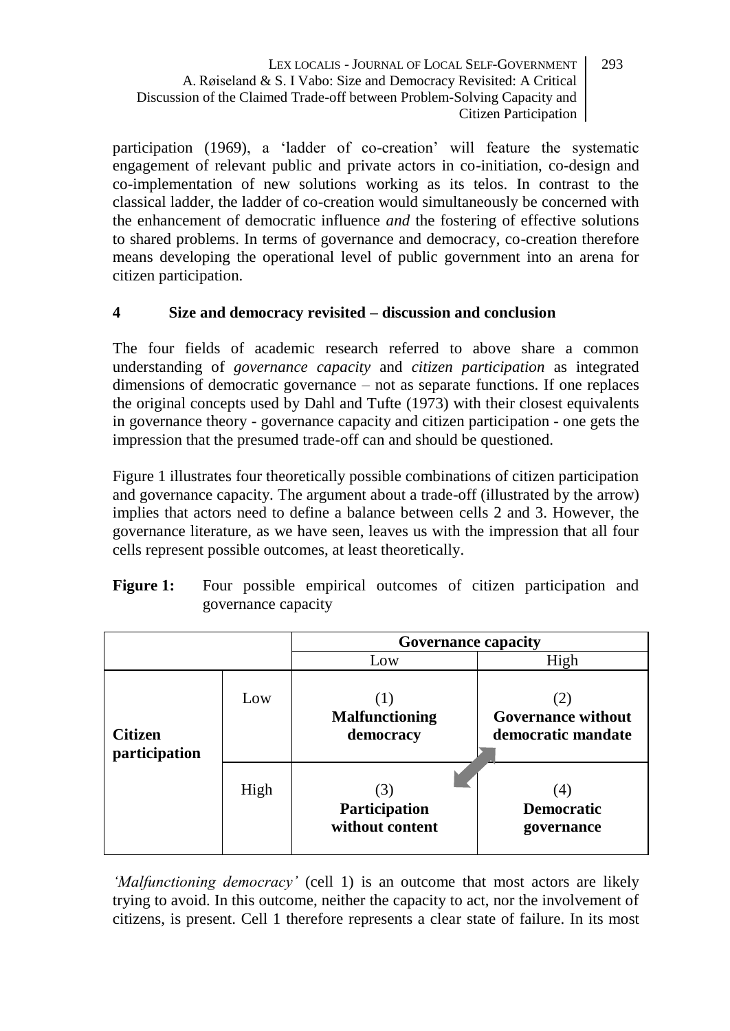participation (1969), a 'ladder of co-creation' will feature the systematic engagement of relevant public and private actors in co-initiation, co-design and co-implementation of new solutions working as its telos. In contrast to the classical ladder, the ladder of co-creation would simultaneously be concerned with the enhancement of democratic influence *and* the fostering of effective solutions to shared problems. In terms of governance and democracy, co-creation therefore means developing the operational level of public government into an arena for citizen participation.

## 4 Size and democracy revisited – discussion and conclusion

The four fields of academic research referred to above share a common understanding of *governance capacity* and *citizen participation* as integrated dimensions of democratic governance – not as separate functions. If one replaces the original concepts used by Dahl and Tufte (1973) with their closest equivalents in governance theory - governance capacity and citizen participation - one gets the impression that the presumed trade-off can and should be questioned.

Figure 1 illustrates four theoretically possible combinations of citizen participation and governance capacity. The argument about a trade-off (illustrated by the arrow) implies that actors need to define a balance between cells 2 and 3. However, the governance literature, as we have seen, leaves us with the impression that all four cells represent possible outcomes, at least theoretically.

**Figure 1:** Four possible empirical outcomes of citizen participation and governance capacity

| | | Governance capacity | |
|---|---|---|---|
| | | Low | High |
| **Citizen participation** | Low | (1) **Malfunctioning democracy** | (2) **Governance without democratic mandate** |
| | High | (3) **Participation without content** | (4) **Democratic governance** |

*'Malfunctioning democracy'* (cell 1) is an outcome that most actors are likely trying to avoid. In this outcome, neither the capacity to act, nor the involvement of citizens, is present. Cell 1 therefore represents a clear state of failure. In its most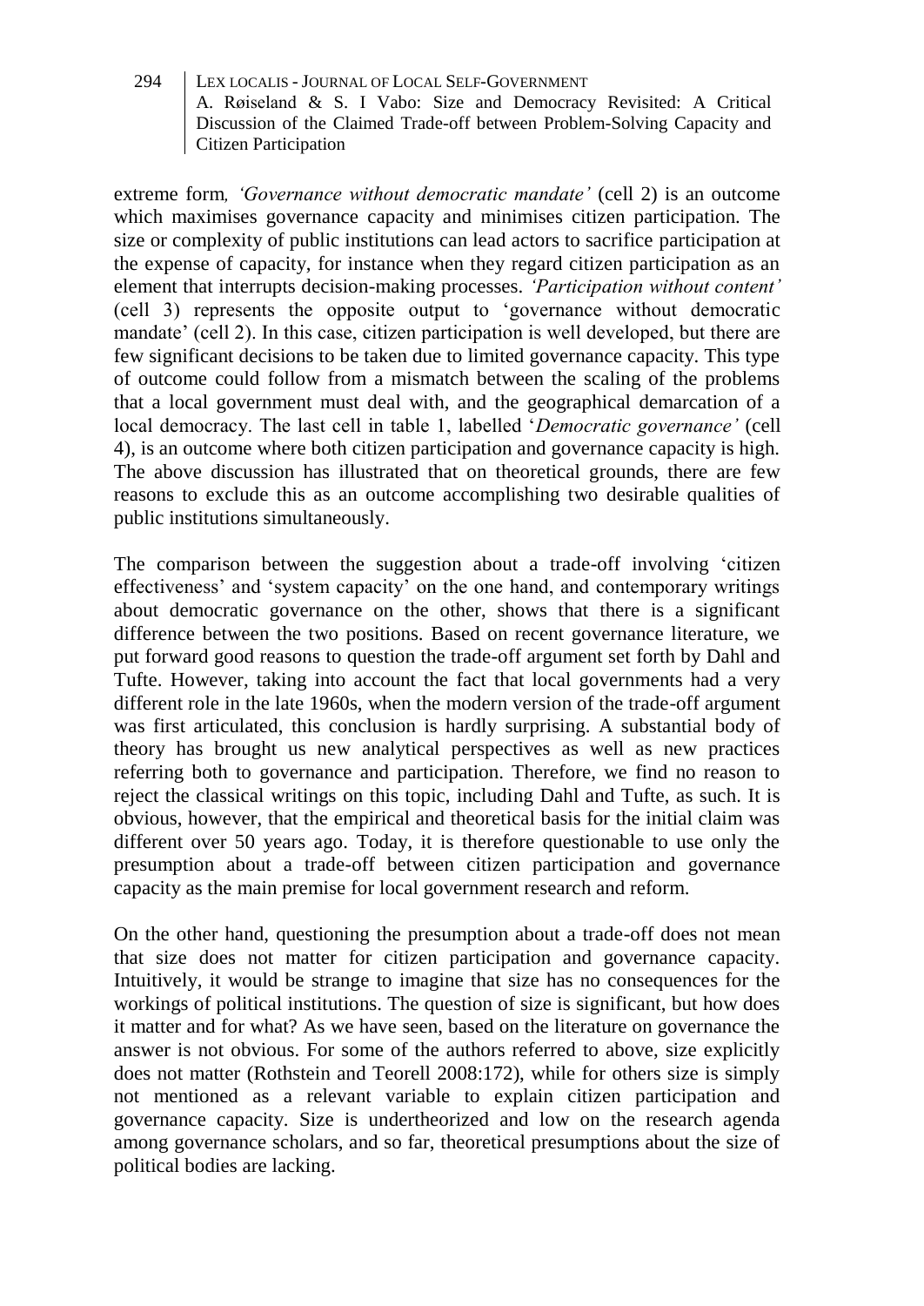extreme form, *'Governance without democratic mandate'* (cell 2) is an outcome which maximises governance capacity and minimises citizen participation. The size or complexity of public institutions can lead actors to sacrifice participation at the expense of capacity, for instance when they regard citizen participation as an element that interrupts decision-making processes. *'Participation without content'* (cell 3) represents the opposite output to 'governance without democratic mandate' (cell 2). In this case, citizen participation is well developed, but there are few significant decisions to be taken due to limited governance capacity. This type of outcome could follow from a mismatch between the scaling of the problems that a local government must deal with, and the geographical demarcation of a local democracy. The last cell in table 1, labelled '*Democratic governance'* (cell 4), is an outcome where both citizen participation and governance capacity is high. The above discussion has illustrated that on theoretical grounds, there are few reasons to exclude this as an outcome accomplishing two desirable qualities of public institutions simultaneously.

The comparison between the suggestion about a trade-off involving 'citizen effectiveness' and 'system capacity' on the one hand, and contemporary writings about democratic governance on the other, shows that there is a significant difference between the two positions. Based on recent governance literature, we put forward good reasons to question the trade-off argument set forth by Dahl and Tufte. However, taking into account the fact that local governments had a very different role in the late 1960s, when the modern version of the trade-off argument was first articulated, this conclusion is hardly surprising. A substantial body of theory has brought us new analytical perspectives as well as new practices referring both to governance and participation. Therefore, we find no reason to reject the classical writings on this topic, including Dahl and Tufte, as such. It is obvious, however, that the empirical and theoretical basis for the initial claim was different over 50 years ago. Today, it is therefore questionable to use only the presumption about a trade-off between citizen participation and governance capacity as the main premise for local government research and reform.

On the other hand, questioning the presumption about a trade-off does not mean that size does not matter for citizen participation and governance capacity. Intuitively, it would be strange to imagine that size has no consequences for the workings of political institutions. The question of size is significant, but how does it matter and for what? As we have seen, based on the literature on governance the answer is not obvious. For some of the authors referred to above, size explicitly does not matter (Rothstein and Teorell 2008:172), while for others size is simply not mentioned as a relevant variable to explain citizen participation and governance capacity. Size is undertheorized and low on the research agenda among governance scholars, and so far, theoretical presumptions about the size of political bodies are lacking.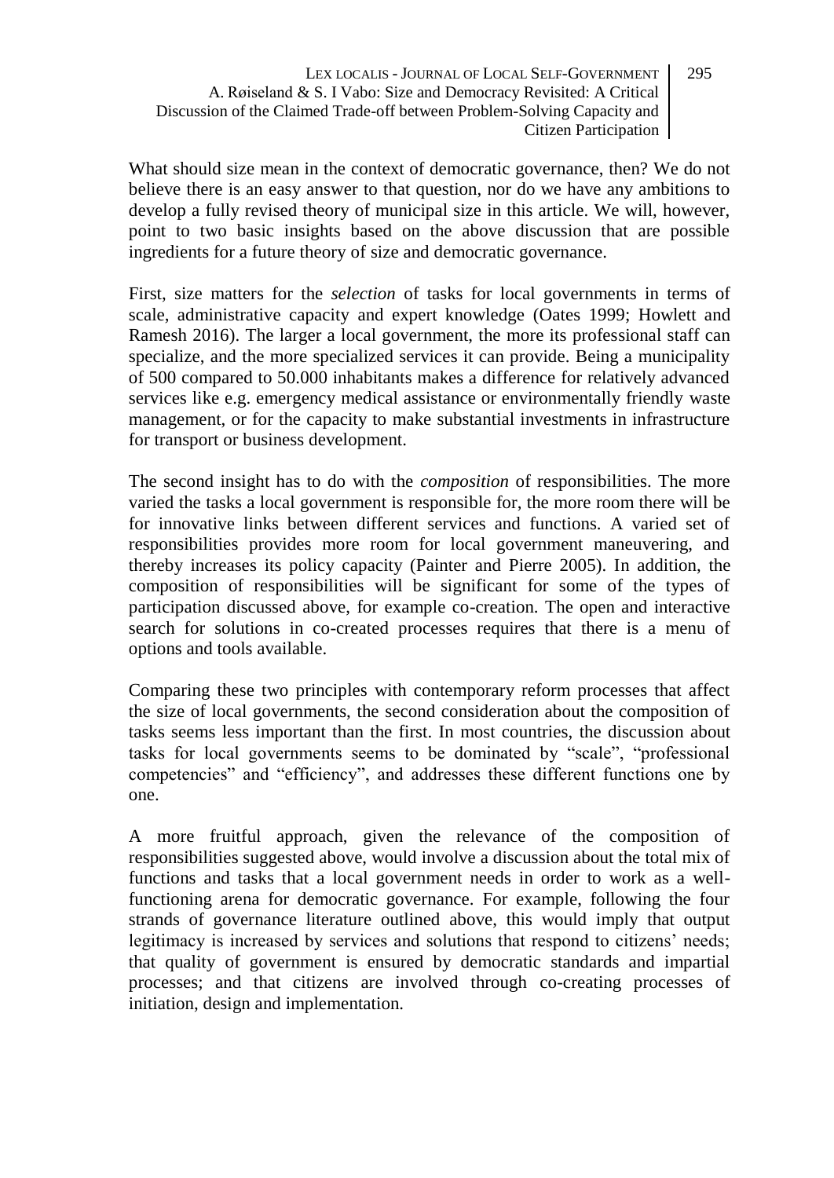What should size mean in the context of democratic governance, then? We do not believe there is an easy answer to that question, nor do we have any ambitions to develop a fully revised theory of municipal size in this article. We will, however, point to two basic insights based on the above discussion that are possible ingredients for a future theory of size and democratic governance.

First, size matters for the *selection* of tasks for local governments in terms of scale, administrative capacity and expert knowledge (Oates 1999; Howlett and Ramesh 2016). The larger a local government, the more its professional staff can specialize, and the more specialized services it can provide. Being a municipality of 500 compared to 50.000 inhabitants makes a difference for relatively advanced services like e.g. emergency medical assistance or environmentally friendly waste management, or for the capacity to make substantial investments in infrastructure for transport or business development.

The second insight has to do with the *composition* of responsibilities. The more varied the tasks a local government is responsible for, the more room there will be for innovative links between different services and functions. A varied set of responsibilities provides more room for local government maneuvering, and thereby increases its policy capacity (Painter and Pierre 2005). In addition, the composition of responsibilities will be significant for some of the types of participation discussed above, for example co-creation. The open and interactive search for solutions in co-created processes requires that there is a menu of options and tools available.

Comparing these two principles with contemporary reform processes that affect the size of local governments, the second consideration about the composition of tasks seems less important than the first. In most countries, the discussion about tasks for local governments seems to be dominated by "scale", "professional competencies" and "efficiency", and addresses these different functions one by one.

A more fruitful approach, given the relevance of the composition of responsibilities suggested above, would involve a discussion about the total mix of functions and tasks that a local government needs in order to work as a well-functioning arena for democratic governance. For example, following the four strands of governance literature outlined above, this would imply that output legitimacy is increased by services and solutions that respond to citizens' needs; that quality of government is ensured by democratic standards and impartial processes; and that citizens are involved through co-creating processes of initiation, design and implementation.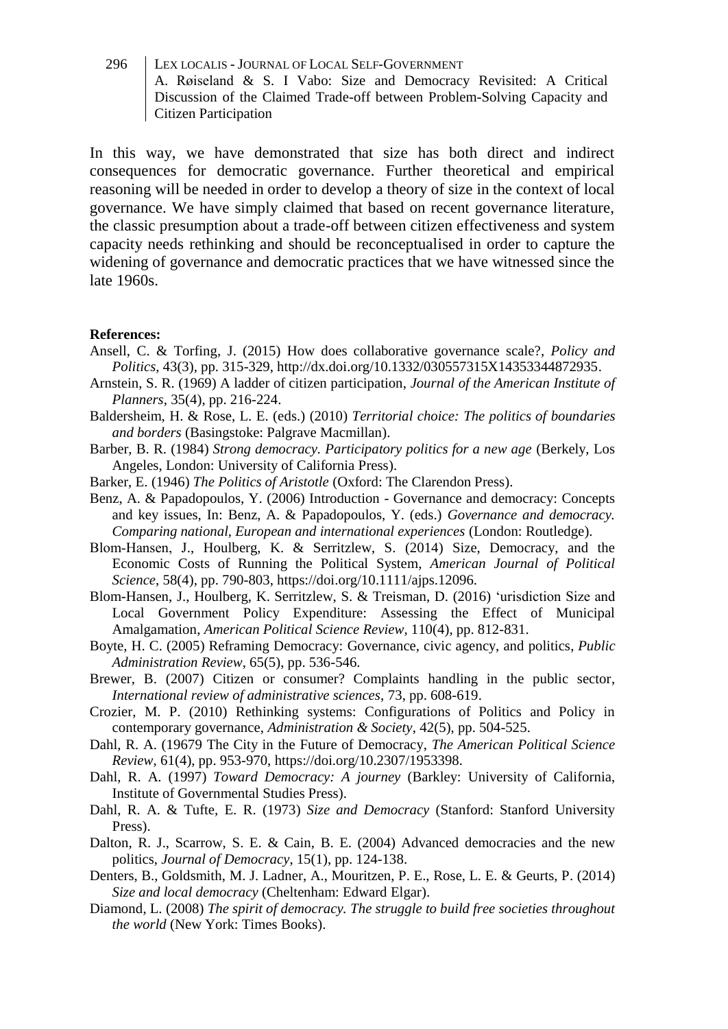In this way, we have demonstrated that size has both direct and indirect consequences for democratic governance. Further theoretical and empirical reasoning will be needed in order to develop a theory of size in the context of local governance. We have simply claimed that based on recent governance literature, the classic presumption about a trade-off between citizen effectiveness and system capacity needs rethinking and should be reconceptualised in order to capture the widening of governance and democratic practices that we have witnessed since the late 1960s.

**References:**

Ansell, C. & Torfing, J. (2015) How does collaborative governance scale?, *Policy and Politics*, 43(3), pp. 315-329, http://dx.doi.org/10.1332/030557315X14353344872935.

Arnstein, S. R. (1969) A ladder of citizen participation, *Journal of the American Institute of Planners*, 35(4), pp. 216-224.

Baldersheim, H. & Rose, L. E. (eds.) (2010) *Territorial choice: The politics of boundaries and borders* (Basingstoke: Palgrave Macmillan).

Barber, B. R. (1984) *Strong democracy. Participatory politics for a new age* (Berkely, Los Angeles, London: University of California Press).

Barker, E. (1946) *The Politics of Aristotle* (Oxford: The Clarendon Press).

Benz, A. & Papadopoulos, Y. (2006) Introduction - Governance and democracy: Concepts and key issues, In: Benz, A. & Papadopoulos, Y. (eds.) *Governance and democracy. Comparing national, European and international experiences* (London: Routledge).

Blom-Hansen, J., Houlberg, K. & Serritzlew, S. (2014) Size, Democracy, and the Economic Costs of Running the Political System, *American Journal of Political Science*, 58(4), pp. 790-803, https://doi.org/10.1111/ajps.12096.

Blom-Hansen, J., Houlberg, K. Serritzlew, S. & Treisman, D. (2016) 'urisdiction Size and Local Government Policy Expenditure: Assessing the Effect of Municipal Amalgamation, *American Political Science Review*, 110(4), pp. 812-831.

Boyte, H. C. (2005) Reframing Democracy: Governance, civic agency, and politics, *Public Administration Review*, 65(5), pp. 536-546.

Brewer, B. (2007) Citizen or consumer? Complaints handling in the public sector, *International review of administrative sciences*, 73, pp. 608-619.

Crozier, M. P. (2010) Rethinking systems: Configurations of Politics and Policy in contemporary governance, *Administration & Society*, 42(5), pp. 504-525.

Dahl, R. A. (19679 The City in the Future of Democracy, *The American Political Science Review*, 61(4), pp. 953-970, https://doi.org/10.2307/1953398.

Dahl, R. A. (1997) *Toward Democracy: A journey* (Barkley: University of California, Institute of Governmental Studies Press).

Dahl, R. A. & Tufte, E. R. (1973) *Size and Democracy* (Stanford: Stanford University Press).

Dalton, R. J., Scarrow, S. E. & Cain, B. E. (2004) Advanced democracies and the new politics, *Journal of Democracy*, 15(1), pp. 124-138.

Denters, B., Goldsmith, M. J. Ladner, A., Mouritzen, P. E., Rose, L. E. & Geurts, P. (2014) *Size and local democracy* (Cheltenham: Edward Elgar).

Diamond, L. (2008) *The spirit of democracy. The struggle to build free societies throughout the world* (New York: Times Books).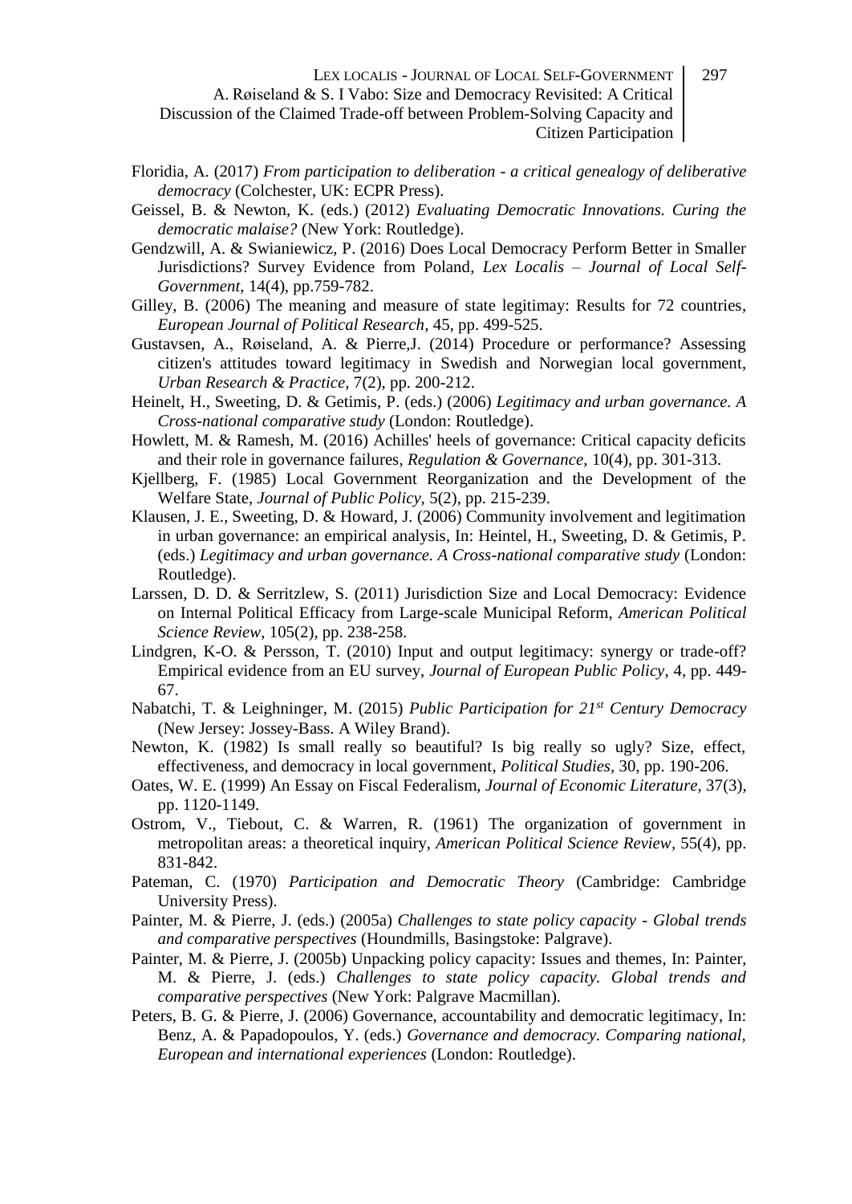Floridia, A. (2017) *From participation to deliberation - a critical genealogy of deliberative democracy* (Colchester, UK: ECPR Press).

Geissel, B. & Newton, K. (eds.) (2012) *Evaluating Democratic Innovations. Curing the democratic malaise?* (New York: Routledge).

Gendzwill, A. & Swianiewicz, P. (2016) Does Local Democracy Perform Better in Smaller Jurisdictions? Survey Evidence from Poland, *Lex Localis – Journal of Local Self-Government*, 14(4), pp.759-782.

Gilley, B. (2006) The meaning and measure of state legitimay: Results for 72 countries, *European Journal of Political Research*, 45, pp. 499-525.

Gustavsen, A., Røiseland, A. & Pierre,J. (2014) Procedure or performance? Assessing citizen's attitudes toward legitimacy in Swedish and Norwegian local government, *Urban Research & Practice*, 7(2), pp. 200-212.

Heinelt, H., Sweeting, D. & Getimis, P. (eds.) (2006) *Legitimacy and urban governance. A Cross-national comparative study* (London: Routledge).

Howlett, M. & Ramesh, M. (2016) Achilles' heels of governance: Critical capacity deficits and their role in governance failures, *Regulation & Governance*, 10(4), pp. 301-313.

Kjellberg, F. (1985) Local Government Reorganization and the Development of the Welfare State, *Journal of Public Policy*, 5(2), pp. 215-239.

Klausen, J. E., Sweeting, D. & Howard, J. (2006) Community involvement and legitimation in urban governance: an empirical analysis, In: Heintel, H., Sweeting, D. & Getimis, P. (eds.) *Legitimacy and urban governance. A Cross-national comparative study* (London: Routledge).

Larssen, D. D. & Serritzlew, S. (2011) Jurisdiction Size and Local Democracy: Evidence on Internal Political Efficacy from Large-scale Municipal Reform, *American Political Science Review*, 105(2), pp. 238-258.

Lindgren, K-O. & Persson, T. (2010) Input and output legitimacy: synergy or trade-off? Empirical evidence from an EU survey, *Journal of European Public Policy*, 4, pp. 449-67.

Nabatchi, T. & Leighninger, M. (2015) *Public Participation for 21st Century Democracy* (New Jersey: Jossey-Bass. A Wiley Brand).

Newton, K. (1982) Is small really so beautiful? Is big really so ugly? Size, effect, effectiveness, and democracy in local government, *Political Studies*, 30, pp. 190-206.

Oates, W. E. (1999) An Essay on Fiscal Federalism, *Journal of Economic Literature*, 37(3), pp. 1120-1149.

Ostrom, V., Tiebout, C. & Warren, R. (1961) The organization of government in metropolitan areas: a theoretical inquiry, *American Political Science Review*, 55(4), pp. 831-842.

Pateman, C. (1970) *Participation and Democratic Theory* (Cambridge: Cambridge University Press).

Painter, M. & Pierre, J. (eds.) (2005a) *Challenges to state policy capacity - Global trends and comparative perspectives* (Houndmills, Basingstoke: Palgrave).

Painter, M. & Pierre, J. (2005b) Unpacking policy capacity: Issues and themes, In: Painter, M. & Pierre, J. (eds.) *Challenges to state policy capacity. Global trends and comparative perspectives* (New York: Palgrave Macmillan).

Peters, B. G. & Pierre, J. (2006) Governance, accountability and democratic legitimacy, In: Benz, A. & Papadopoulos, Y. (eds.) *Governance and democracy. Comparing national, European and international experiences* (London: Routledge).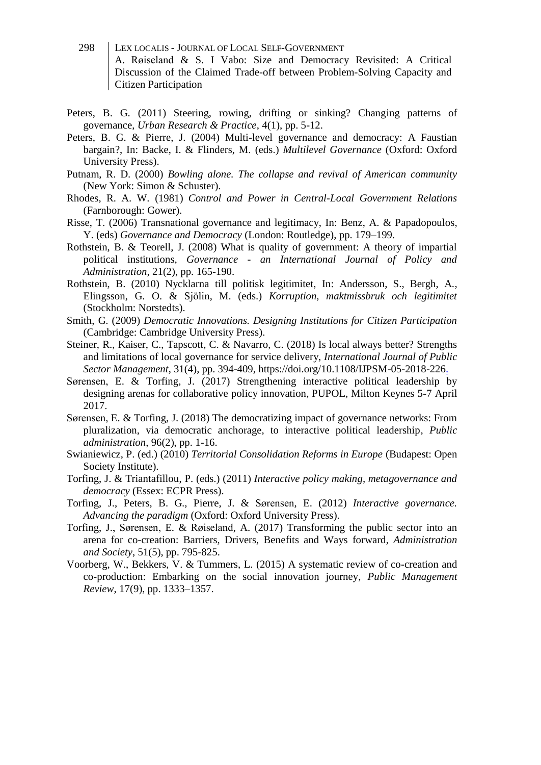Peters, B. G. (2011) Steering, rowing, drifting or sinking? Changing patterns of governance, *Urban Research & Practice*, 4(1), pp. 5-12.

Peters, B. G. & Pierre, J. (2004) Multi-level governance and democracy: A Faustian bargain?, In: Backe, I. & Flinders, M. (eds.) *Multilevel Governance* (Oxford: Oxford University Press).

Putnam, R. D. (2000) *Bowling alone. The collapse and revival of American community* (New York: Simon & Schuster).

Rhodes, R. A. W. (1981) *Control and Power in Central-Local Government Relations* (Farnborough: Gower).

Risse, T. (2006) Transnational governance and legitimacy, In: Benz, A. & Papadopoulos, Y. (eds) *Governance and Democracy* (London: Routledge), pp. 179–199.

Rothstein, B. & Teorell, J. (2008) What is quality of government: A theory of impartial political institutions, *Governance - an International Journal of Policy and Administration*, 21(2), pp. 165-190.

Rothstein, B. (2010) Nycklarna till politisk legitimitet, In: Andersson, S., Bergh, A., Elingsson, G. O. & Sjölin, M. (eds.) *Korruption, maktmissbruk och legitimitet* (Stockholm: Norstedts).

Smith, G. (2009) *Democratic Innovations. Designing Institutions for Citizen Participation* (Cambridge: Cambridge University Press).

Steiner, R., Kaiser, C., Tapscott, C. & Navarro, C. (2018) Is local always better? Strengths and limitations of local governance for service delivery, *International Journal of Public Sector Management*, 31(4), pp. 394-409, https://doi.org/10.1108/IJPSM-05-2018-226.

Sørensen, E. & Torfing, J. (2017) Strengthening interactive political leadership by designing arenas for collaborative policy innovation, PUPOL, Milton Keynes 5-7 April 2017.

Sørensen, E. & Torfing, J. (2018) The democratizing impact of governance networks: From pluralization, via democratic anchorage, to interactive political leadership, *Public administration*, 96(2), pp. 1-16.

Swianiewicz, P. (ed.) (2010) *Territorial Consolidation Reforms in Europe* (Budapest: Open Society Institute).

Torfing, J. & Triantafillou, P. (eds.) (2011) *Interactive policy making, metagovernance and democracy* (Essex: ECPR Press).

Torfing, J., Peters, B. G., Pierre, J. & Sørensen, E. (2012) *Interactive governance. Advancing the paradigm* (Oxford: Oxford University Press).

Torfing, J., Sørensen, E. & Røiseland, A. (2017) Transforming the public sector into an arena for co-creation: Barriers, Drivers, Benefits and Ways forward, *Administration and Society*, 51(5), pp. 795-825.

Voorberg, W., Bekkers, V. & Tummers, L. (2015) A systematic review of co-creation and co-production: Embarking on the social innovation journey, *Public Management Review*, 17(9), pp. 1333–1357.